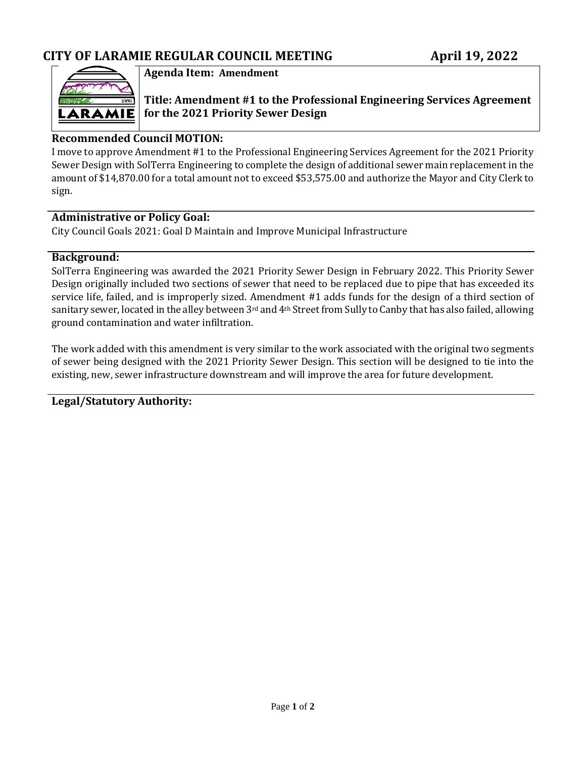# CITY OF LARAMIE REGULAR COUNCIL MEETING April 19, 2022

**Agenda Item: Amendment**

**Title: Amendment #1 to the Professional Engineering Services Agreement for the 2021 Priority Sewer Design**

## Recommended Council MOTION:

I move to approve Amendment #1 to the Professional Engineering Services Agreement for the 2021 Priority Sewer Design with SolTerra Engineering to complete the design of additional sewer main replacement in the amount of $14,870.00 for a total amount not to exceed $53,575.00 and authorize the Mayor and City Clerk to sign.

## Administrative or Policy Goal:

City Council Goals 2021: Goal D Maintain and Improve Municipal Infrastructure

## Background:

SolTerra Engineering was awarded the 2021 Priority Sewer Design in February 2022. This Priority Sewer Design originally included two sections of sewer that need to be replaced due to pipe that has exceeded its service life, failed, and is improperly sized. Amendment #1 adds funds for the design of a third section of sanitary sewer, located in the alley between 3rd and 4th Street from Sully to Canby that has also failed, allowing ground contamination and water infiltration.

The work added with this amendment is very similar to the work associated with the original two segments of sewer being designed with the 2021 Priority Sewer Design. This section will be designed to tie into the existing, new, sewer infrastructure downstream and will improve the area for future development.

## Legal/Statutory Authority: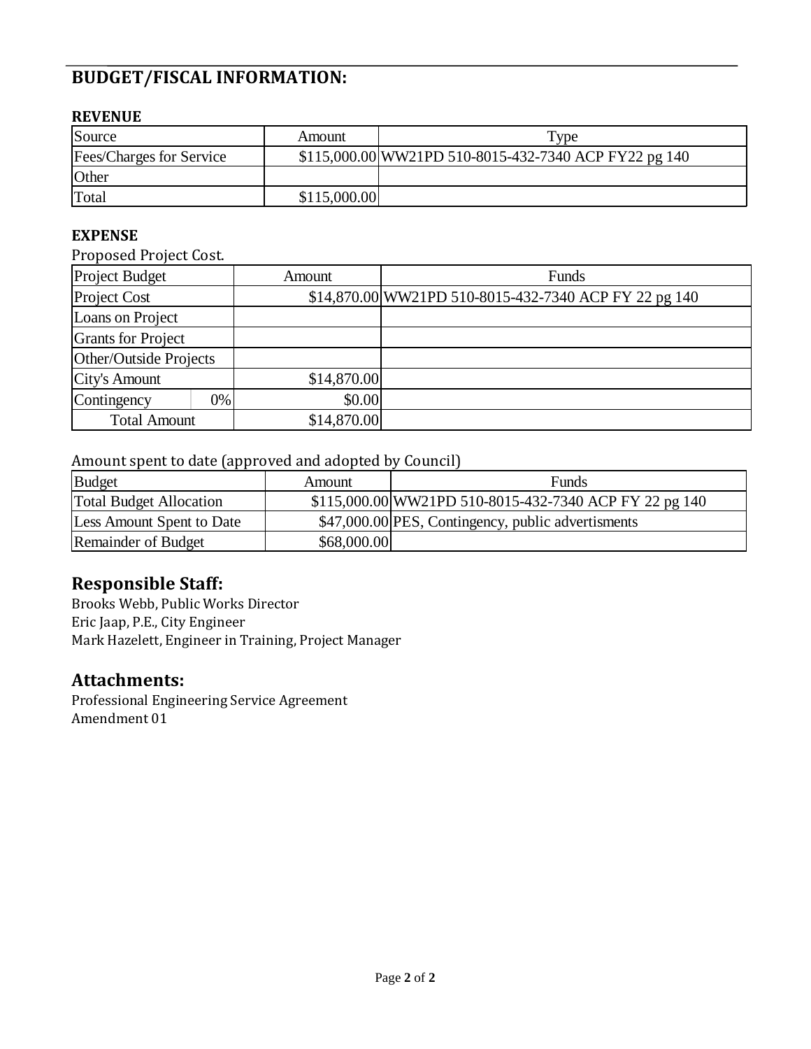## BUDGET/FISCAL INFORMATION:

### REVENUE

| Source | Amount | Type |
|---|---|---|
| Fees/Charges for Service | $115,000.00 | WW21PD 510-8015-432-7340 ACP FY22 pg 140 |
| Other | | |
| Total | $115,000.00 | |

### EXPENSE

Proposed Project Cost.

| Project Budget | | Amount | Funds |
|---|---|---|---|
| Project Cost | | $14,870.00 | WW21PD 510-8015-432-7340 ACP FY 22 pg 140 |
| Loans on Project | | | |
| Grants for Project | | | |
| Other/Outside Projects | | | |
| City's Amount | | $14,870.00 | |
| Contingency | 0% | $0.00 | |
| Total Amount | | $14,870.00 | |

Amount spent to date (approved and adopted by Council)

| Budget | Amount | Funds |
|---|---|---|
| Total Budget Allocation | $115,000.00 | WW21PD 510-8015-432-7340 ACP FY 22 pg 140 |
| Less Amount Spent to Date | $47,000.00 | PES, Contingency, public advertisments |
| Remainder of Budget | $68,000.00 | |

## Responsible Staff:

Brooks Webb, Public Works Director
Eric Jaap, P.E., City Engineer
Mark Hazelett, Engineer in Training, Project Manager

## Attachments:

Professional Engineering Service Agreement
Amendment 01